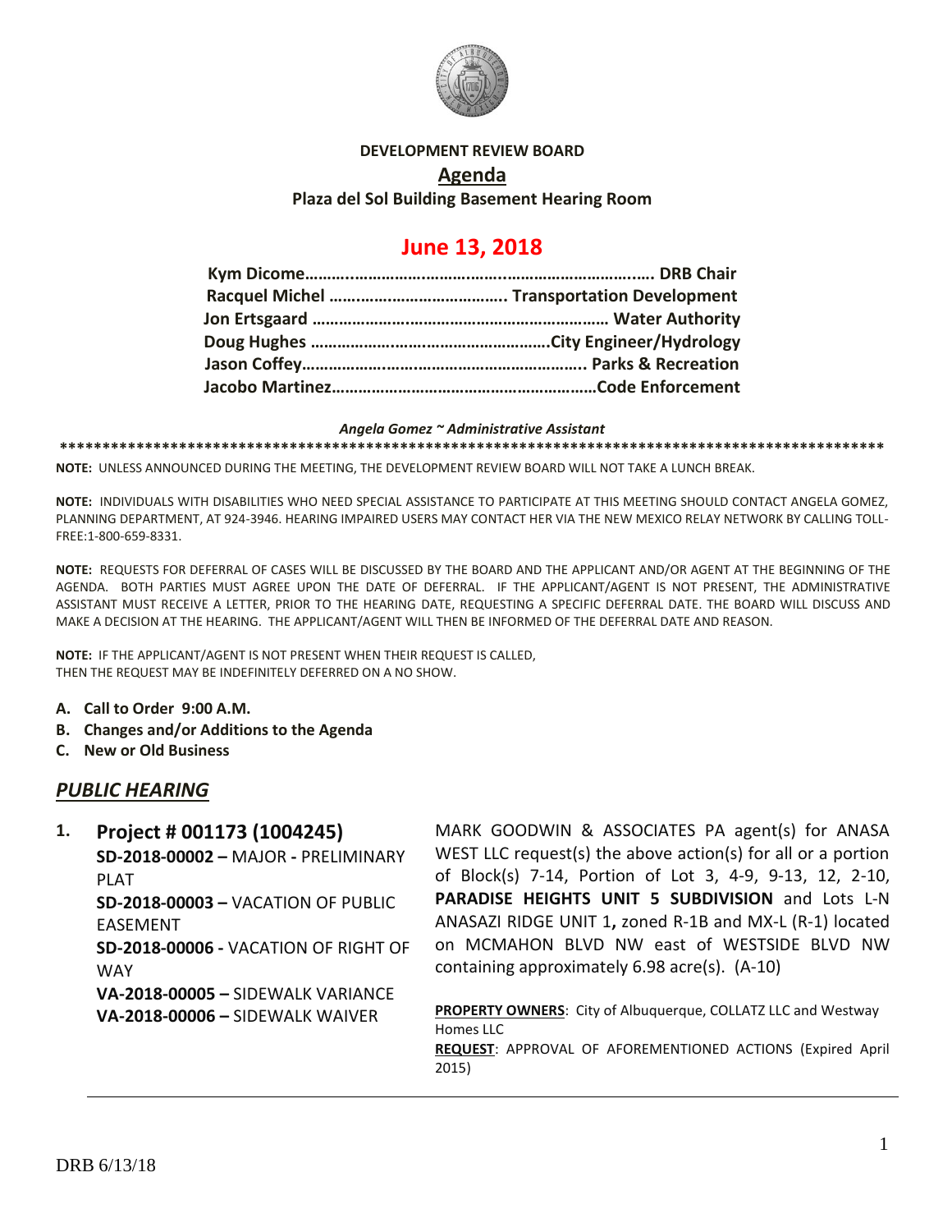**DEVELOPMENT REVIEW BOARD**

## Agenda

**Plaza del Sol Building Basement Hearing Room**

# June 13, 2018

**Kym Dicome………………………………………………………….. DRB Chair**
**Racquel Michel ……………………………….. Transportation Development**
**Jon Ertsgaard ………………………………………………… Water Authority**
**Doug Hughes …………………………………………….City Engineer/Hydrology**
**Jason Coffey……………………………………………………….. Parks & Recreation**
**Jacobo Martinez……………………………………………………Code Enforcement**

***Angela Gomez ~ Administrative Assistant***

**NOTE:** UNLESS ANNOUNCED DURING THE MEETING, THE DEVELOPMENT REVIEW BOARD WILL NOT TAKE A LUNCH BREAK.

**NOTE:** INDIVIDUALS WITH DISABILITIES WHO NEED SPECIAL ASSISTANCE TO PARTICIPATE AT THIS MEETING SHOULD CONTACT ANGELA GOMEZ, PLANNING DEPARTMENT, AT 924-3946. HEARING IMPAIRED USERS MAY CONTACT HER VIA THE NEW MEXICO RELAY NETWORK BY CALLING TOLL-FREE:1-800-659-8331.

**NOTE:** REQUESTS FOR DEFERRAL OF CASES WILL BE DISCUSSED BY THE BOARD AND THE APPLICANT AND/OR AGENT AT THE BEGINNING OF THE AGENDA. BOTH PARTIES MUST AGREE UPON THE DATE OF DEFERRAL. IF THE APPLICANT/AGENT IS NOT PRESENT, THE ADMINISTRATIVE ASSISTANT MUST RECEIVE A LETTER, PRIOR TO THE HEARING DATE, REQUESTING A SPECIFIC DEFERRAL DATE. THE BOARD WILL DISCUSS AND MAKE A DECISION AT THE HEARING. THE APPLICANT/AGENT WILL THEN BE INFORMED OF THE DEFERRAL DATE AND REASON.

**NOTE:** IF THE APPLICANT/AGENT IS NOT PRESENT WHEN THEIR REQUEST IS CALLED, THEN THE REQUEST MAY BE INDEFINITELY DEFERRED ON A NO SHOW.

- **A. Call to Order 9:00 A.M.**
- **B. Changes and/or Additions to the Agenda**
- **C. New or Old Business**

## *PUBLIC HEARING*

**1. Project # 001173 (1004245)**
**SD-2018-00002 –** MAJOR - PRELIMINARY PLAT
**SD-2018-00003 –** VACATION OF PUBLIC EASEMENT
**SD-2018-00006 -** VACATION OF RIGHT OF WAY
**VA-2018-00005 –** SIDEWALK VARIANCE
**VA-2018-00006 –** SIDEWALK WAIVER

MARK GOODWIN & ASSOCIATES PA agent(s) for ANASA WEST LLC request(s) the above action(s) for all or a portion of Block(s) 7-14, Portion of Lot 3, 4-9, 9-13, 12, 2-10, **PARADISE HEIGHTS UNIT 5 SUBDIVISION** and Lots L-N ANASAZI RIDGE UNIT 1**,** zoned R-1B and MX-L (R-1) located on MCMAHON BLVD NW east of WESTSIDE BLVD NW containing approximately 6.98 acre(s). (A-10)

**PROPERTY OWNERS**: City of Albuquerque, COLLATZ LLC and Westway Homes LLC
**REQUEST**: APPROVAL OF AFOREMENTIONED ACTIONS (Expired April 2015)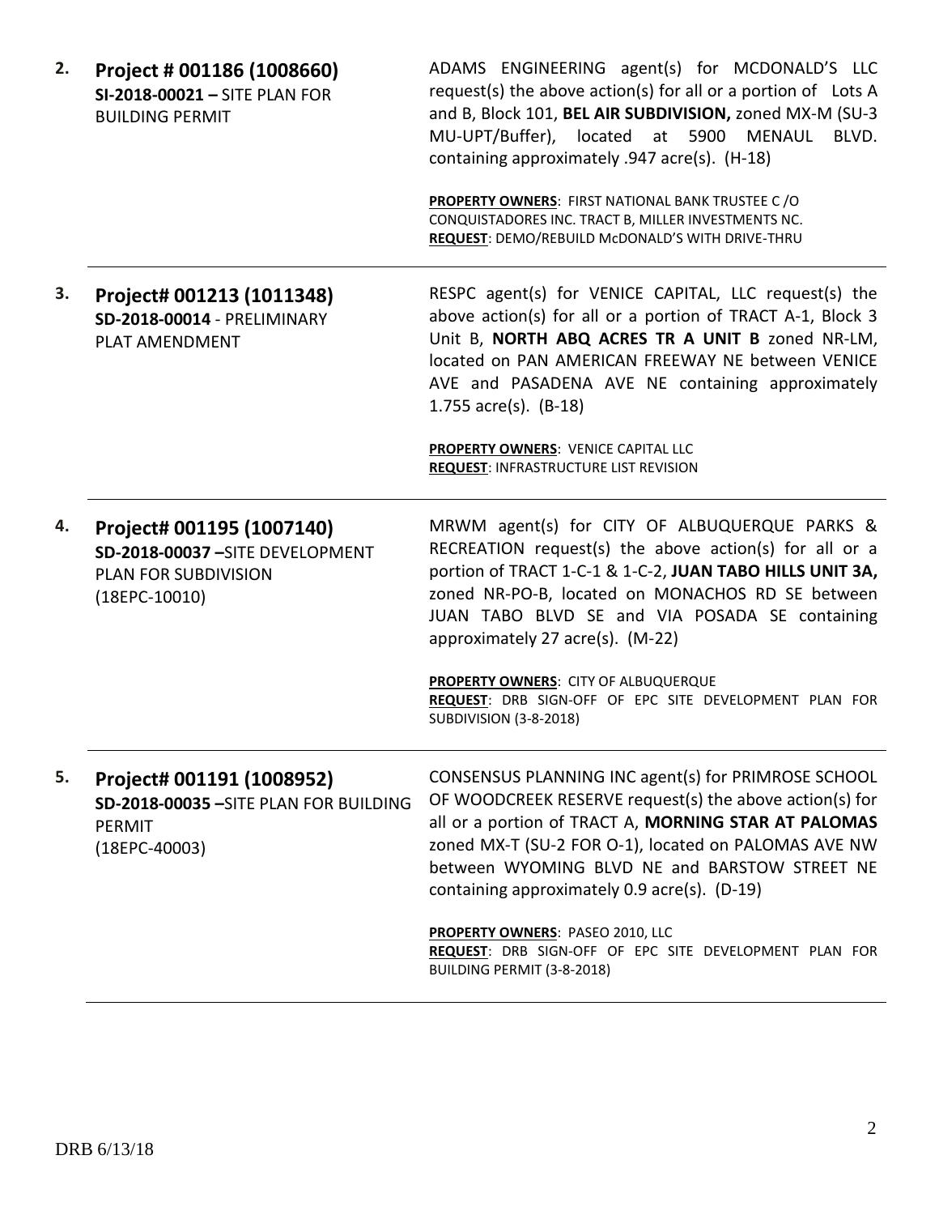2. **Project # 001186 (1008660)**
**SI-2018-00021 –** SITE PLAN FOR BUILDING PERMIT

ADAMS ENGINEERING agent(s) for MCDONALD'S LLC request(s) the above action(s) for all or a portion of Lots A and B, Block 101, **BEL AIR SUBDIVISION,** zoned MX-M (SU-3 MU-UPT/Buffer), located at 5900 MENAUL BLVD. containing approximately .947 acre(s). (H-18)

**PROPERTY OWNERS**: FIRST NATIONAL BANK TRUSTEE C /O CONQUISTADORES INC. TRACT B, MILLER INVESTMENTS NC.
**REQUEST**: DEMO/REBUILD McDONALD'S WITH DRIVE-THRU

---

3. **Project# 001213 (1011348)**
**SD-2018-00014** - PRELIMINARY PLAT AMENDMENT

RESPC agent(s) for VENICE CAPITAL, LLC request(s) the above action(s) for all or a portion of TRACT A-1, Block 3 Unit B, **NORTH ABQ ACRES TR A UNIT B** zoned NR-LM, located on PAN AMERICAN FREEWAY NE between VENICE AVE and PASADENA AVE NE containing approximately 1.755 acre(s). (B-18)

**PROPERTY OWNERS**: VENICE CAPITAL LLC
**REQUEST**: INFRASTRUCTURE LIST REVISION

---

4. **Project# 001195 (1007140)**
**SD-2018-00037 –**SITE DEVELOPMENT PLAN FOR SUBDIVISION
(18EPC-10010)

MRWM agent(s) for CITY OF ALBUQUERQUE PARKS & RECREATION request(s) the above action(s) for all or a portion of TRACT 1-C-1 & 1-C-2, **JUAN TABO HILLS UNIT 3A,** zoned NR-PO-B, located on MONACHOS RD SE between JUAN TABO BLVD SE and VIA POSADA SE containing approximately 27 acre(s). (M-22)

**PROPERTY OWNERS**: CITY OF ALBUQUERQUE
**REQUEST**: DRB SIGN-OFF OF EPC SITE DEVELOPMENT PLAN FOR SUBDIVISION (3-8-2018)

---

5. **Project# 001191 (1008952)**
**SD-2018-00035 –**SITE PLAN FOR BUILDING PERMIT
(18EPC-40003)

CONSENSUS PLANNING INC agent(s) for PRIMROSE SCHOOL OF WOODCREEK RESERVE request(s) the above action(s) for all or a portion of TRACT A, **MORNING STAR AT PALOMAS** zoned MX-T (SU-2 FOR O-1), located on PALOMAS AVE NW between WYOMING BLVD NE and BARSTOW STREET NE containing approximately 0.9 acre(s). (D-19)

**PROPERTY OWNERS**: PASEO 2010, LLC
**REQUEST**: DRB SIGN-OFF OF EPC SITE DEVELOPMENT PLAN FOR BUILDING PERMIT (3-8-2018)

---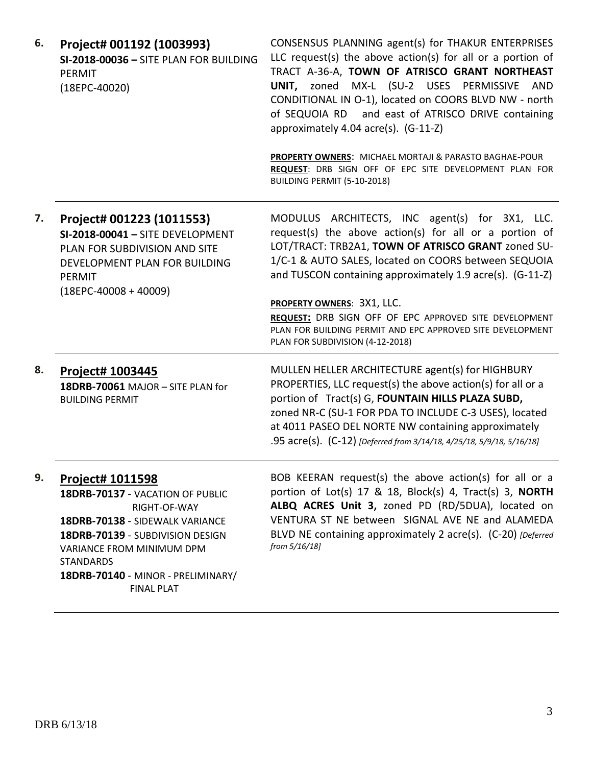6. **Project# 001192 (1003993)**
**SI-2018-00036 –** SITE PLAN FOR BUILDING PERMIT
(18EPC-40020)

CONSENSUS PLANNING agent(s) for THAKUR ENTERPRISES LLC request(s) the above action(s) for all or a portion of TRACT A-36-A, **TOWN OF ATRISCO GRANT NORTHEAST UNIT,** zoned MX-L (SU-2 USES PERMISSIVE AND CONDITIONAL IN O-1), located on COORS BLVD NW - north of SEQUOIA RD and east of ATRISCO DRIVE containing approximately 4.04 acre(s). (G-11-Z)

**PROPERTY OWNERS**: MICHAEL MORTAJI & PARASTO BAGHAE-POUR
**REQUEST**: DRB SIGN OFF OF EPC SITE DEVELOPMENT PLAN FOR BUILDING PERMIT (5-10-2018)

---

7. **Project# 001223 (1011553)**
**SI-2018-00041 –** SITE DEVELOPMENT PLAN FOR SUBDIVISION AND SITE DEVELOPMENT PLAN FOR BUILDING PERMIT
(18EPC-40008 + 40009)

MODULUS ARCHITECTS, INC agent(s) for 3X1, LLC. request(s) the above action(s) for all or a portion of LOT/TRACT: TRB2A1, **TOWN OF ATRISCO GRANT** zoned SU-1/C-1 & AUTO SALES, located on COORS between SEQUOIA and TUSCON containing approximately 1.9 acre(s). (G-11-Z)

**PROPERTY OWNERS**: 3X1, LLC.
**REQUEST:** DRB SIGN OFF OF EPC APPROVED SITE DEVELOPMENT PLAN FOR BUILDING PERMIT AND EPC APPROVED SITE DEVELOPMENT PLAN FOR SUBDIVISION (4-12-2018)

---

8. **Project# 1003445**
**18DRB-70061** MAJOR – SITE PLAN for BUILDING PERMIT

MULLEN HELLER ARCHITECTURE agent(s) for HIGHBURY PROPERTIES, LLC request(s) the above action(s) for all or a portion of Tract(s) G, **FOUNTAIN HILLS PLAZA SUBD,** zoned NR-C (SU-1 FOR PDA TO INCLUDE C-3 USES), located at 4011 PASEO DEL NORTE NW containing approximately .95 acre(s). (C-12) *[Deferred from 3/14/18, 4/25/18, 5/9/18, 5/16/18]*

---

9. **Project# 1011598**
**18DRB-70137** - VACATION OF PUBLIC RIGHT-OF-WAY
**18DRB-70138** - SIDEWALK VARIANCE
**18DRB-70139** - SUBDIVISION DESIGN VARIANCE FROM MINIMUM DPM STANDARDS
**18DRB-70140** - MINOR - PRELIMINARY/ FINAL PLAT

BOB KEERAN request(s) the above action(s) for all or a portion of Lot(s) 17 & 18, Block(s) 4, Tract(s) 3, **NORTH ALBQ ACRES Unit 3,** zoned PD (RD/5DUA), located on VENTURA ST NE between SIGNAL AVE NE and ALAMEDA BLVD NE containing approximately 2 acre(s). (C-20) *[Deferred from 5/16/18]*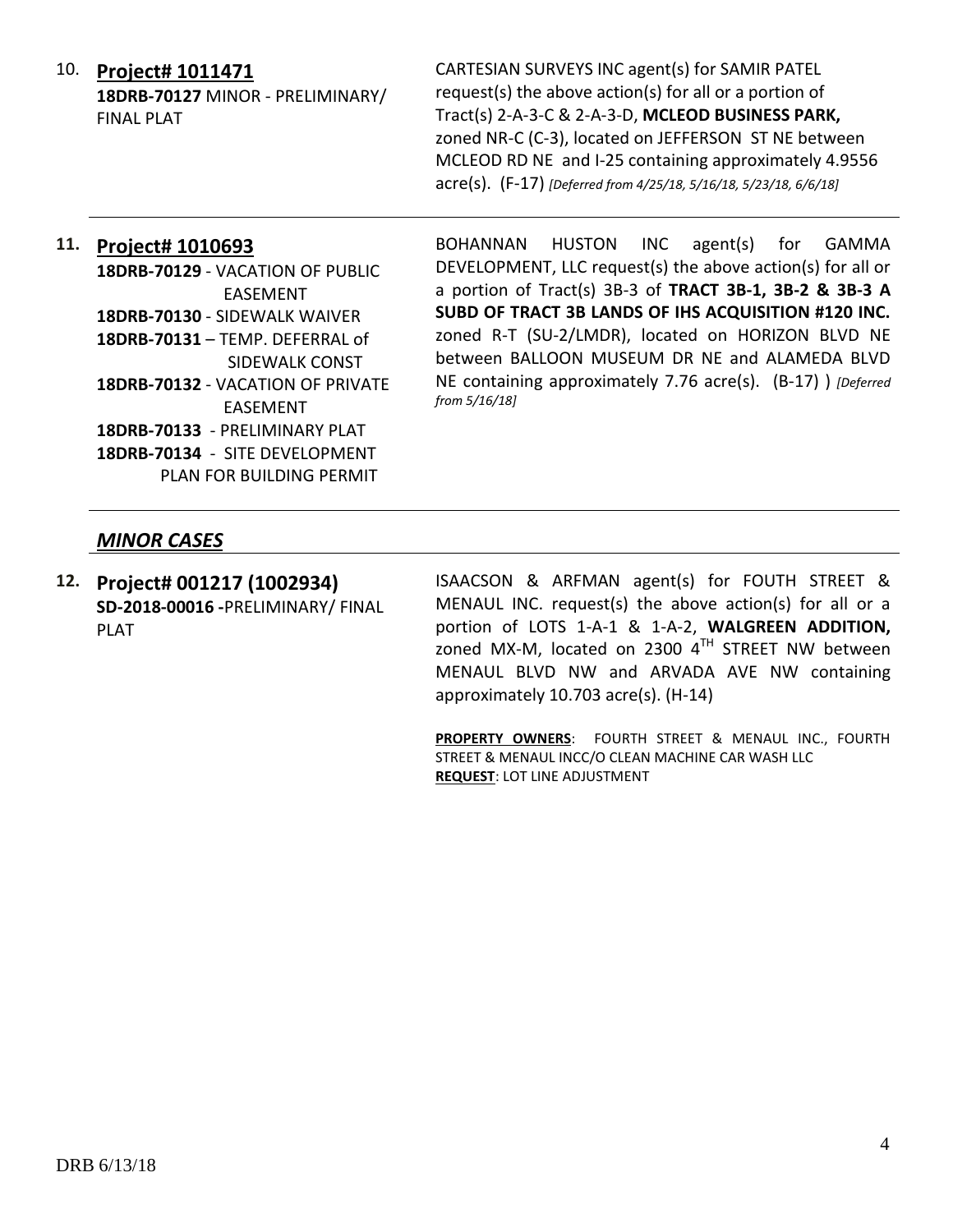10. **Project# 1011471**
**18DRB-70127** MINOR - PRELIMINARY/ FINAL PLAT

CARTESIAN SURVEYS INC agent(s) for SAMIR PATEL request(s) the above action(s) for all or a portion of Tract(s) 2-A-3-C & 2-A-3-D, **MCLEOD BUSINESS PARK,** zoned NR-C (C-3), located on JEFFERSON ST NE between MCLEOD RD NE and I-25 containing approximately 4.9556 acre(s). (F-17) *[Deferred from 4/25/18, 5/16/18, 5/23/18, 6/6/18]*

---

11. **Project# 1010693**
**18DRB-70129** - VACATION OF PUBLIC EASEMENT
**18DRB-70130** - SIDEWALK WAIVER
**18DRB-70131** – TEMP. DEFERRAL of SIDEWALK CONST
**18DRB-70132** - VACATION OF PRIVATE EASEMENT
**18DRB-70133** - PRELIMINARY PLAT
**18DRB-70134** - SITE DEVELOPMENT PLAN FOR BUILDING PERMIT

BOHANNAN HUSTON INC agent(s) for GAMMA DEVELOPMENT, LLC request(s) the above action(s) for all or a portion of Tract(s) 3B-3 of **TRACT 3B-1, 3B-2 & 3B-3 A SUBD OF TRACT 3B LANDS OF IHS ACQUISITION #120 INC.** zoned R-T (SU-2/LMDR), located on HORIZON BLVD NE between BALLOON MUSEUM DR NE and ALAMEDA BLVD NE containing approximately 7.76 acre(s). (B-17) ) *[Deferred from 5/16/18]*

---

## *MINOR CASES*

12. **Project# 001217 (1002934)**
**SD-2018-00016 -**PRELIMINARY/ FINAL PLAT

ISAACSON & ARFMAN agent(s) for FOUTH STREET & MENAUL INC. request(s) the above action(s) for all or a portion of LOTS 1-A-1 & 1-A-2, **WALGREEN ADDITION,** zoned MX-M, located on 2300 4TH STREET NW between MENAUL BLVD NW and ARVADA AVE NW containing approximately 10.703 acre(s). (H-14)

**PROPERTY OWNERS**: FOURTH STREET & MENAUL INC., FOURTH STREET & MENAUL INCC/O CLEAN MACHINE CAR WASH LLC
**REQUEST**: LOT LINE ADJUSTMENT

DRB 6/13/18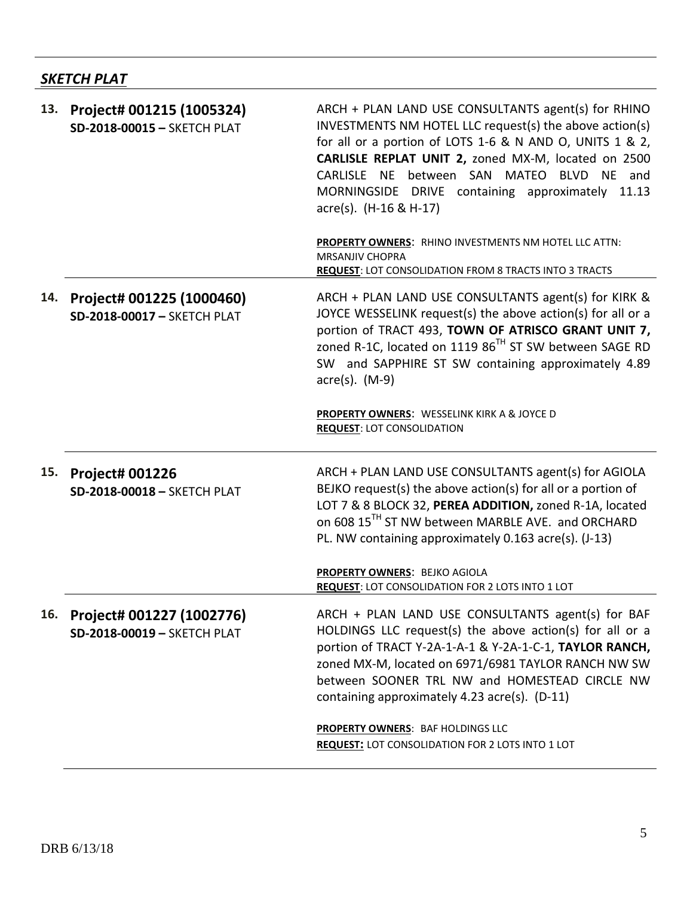## ***SKETCH PLAT***

**13. Project# 001215 (1005324)**
**SD-2018-00015 –** SKETCH PLAT

ARCH + PLAN LAND USE CONSULTANTS agent(s) for RHINO INVESTMENTS NM HOTEL LLC request(s) the above action(s) for all or a portion of LOTS 1-6 & N AND O, UNITS 1 & 2, **CARLISLE REPLAT UNIT 2,** zoned MX-M, located on 2500 CARLISLE NE between SAN MATEO BLVD NE and MORNINGSIDE DRIVE containing approximately 11.13 acre(s). (H-16 & H-17)

**PROPERTY OWNERS:** RHINO INVESTMENTS NM HOTEL LLC ATTN: MRSANJIV CHOPRA
**REQUEST**: LOT CONSOLIDATION FROM 8 TRACTS INTO 3 TRACTS

---

**14. Project# 001225 (1000460)**
**SD-2018-00017 –** SKETCH PLAT

ARCH + PLAN LAND USE CONSULTANTS agent(s) for KIRK & JOYCE WESSELINK request(s) the above action(s) for all or a portion of TRACT 493, **TOWN OF ATRISCO GRANT UNIT 7,** zoned R-1C, located on 1119 86TH ST SW between SAGE RD SW and SAPPHIRE ST SW containing approximately 4.89 acre(s). (M-9)

**PROPERTY OWNERS:** WESSELINK KIRK A & JOYCE D
**REQUEST**: LOT CONSOLIDATION

---

**15. Project# 001226**
**SD-2018-00018 –** SKETCH PLAT

ARCH + PLAN LAND USE CONSULTANTS agent(s) for AGIOLA BEJKO request(s) the above action(s) for all or a portion of LOT 7 & 8 BLOCK 32, **PEREA ADDITION,** zoned R-1A, located on 608 15TH ST NW between MARBLE AVE. and ORCHARD PL. NW containing approximately 0.163 acre(s). (J-13)

**PROPERTY OWNERS:** BEJKO AGIOLA
**REQUEST**: LOT CONSOLIDATION FOR 2 LOTS INTO 1 LOT

---

**16. Project# 001227 (1002776)**
**SD-2018-00019 –** SKETCH PLAT

ARCH + PLAN LAND USE CONSULTANTS agent(s) for BAF HOLDINGS LLC request(s) the above action(s) for all or a portion of TRACT Y-2A-1-A-1 & Y-2A-1-C-1, **TAYLOR RANCH,** zoned MX-M, located on 6971/6981 TAYLOR RANCH NW SW between SOONER TRL NW and HOMESTEAD CIRCLE NW containing approximately 4.23 acre(s). (D-11)

**PROPERTY OWNERS**: BAF HOLDINGS LLC
**REQUEST:** LOT CONSOLIDATION FOR 2 LOTS INTO 1 LOT

DRB 6/13/18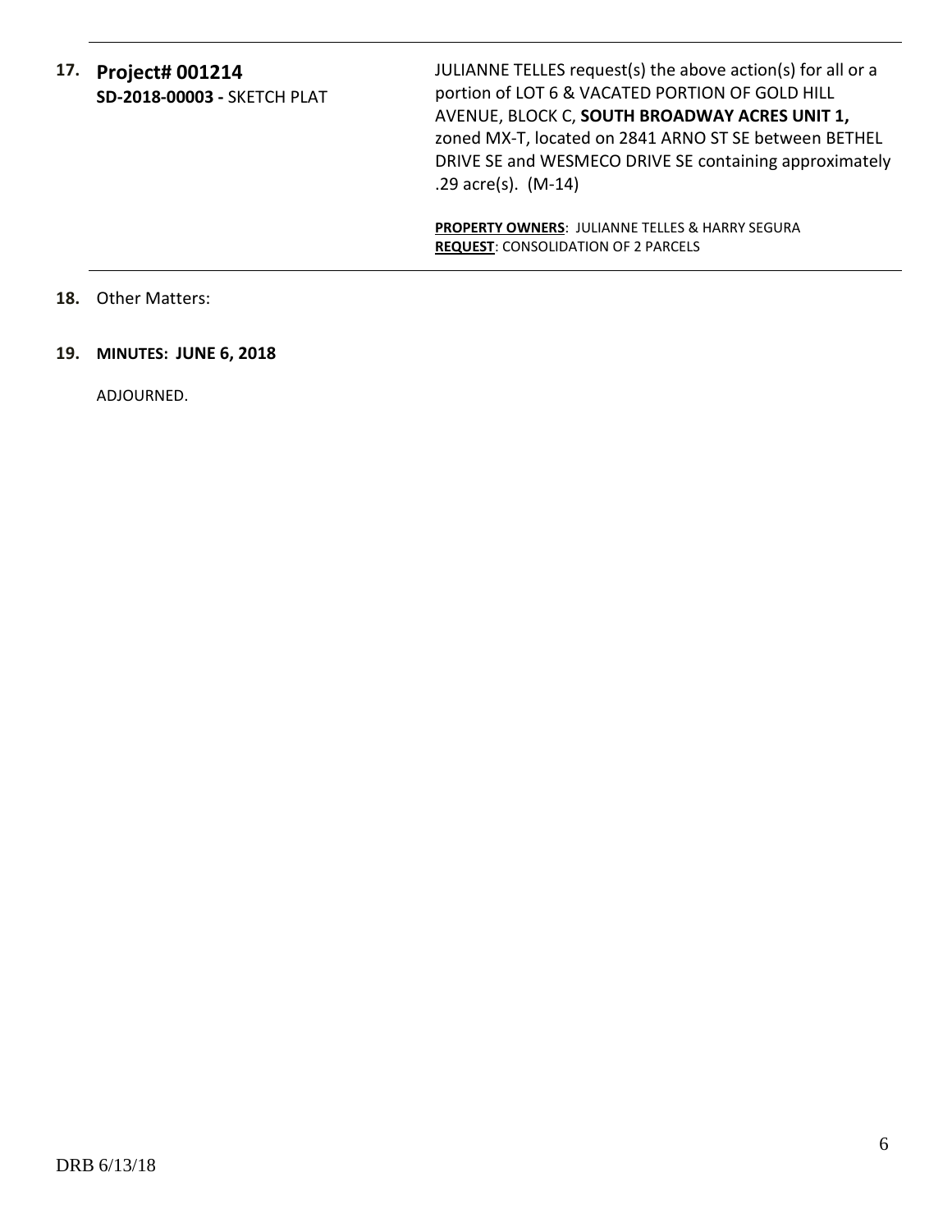**17. Project# 001214**
**SD-2018-00003 -** SKETCH PLAT

JULIANNE TELLES request(s) the above action(s) for all or a portion of LOT 6 & VACATED PORTION OF GOLD HILL AVENUE, BLOCK C, **SOUTH BROADWAY ACRES UNIT 1,** zoned MX-T, located on 2841 ARNO ST SE between BETHEL DRIVE SE and WESMECO DRIVE SE containing approximately .29 acre(s). (M-14)

**PROPERTY OWNERS**: JULIANNE TELLES & HARRY SEGURA
**REQUEST**: CONSOLIDATION OF 2 PARCELS

**18.** Other Matters:

**19. MINUTES: JUNE 6, 2018**

ADJOURNED.